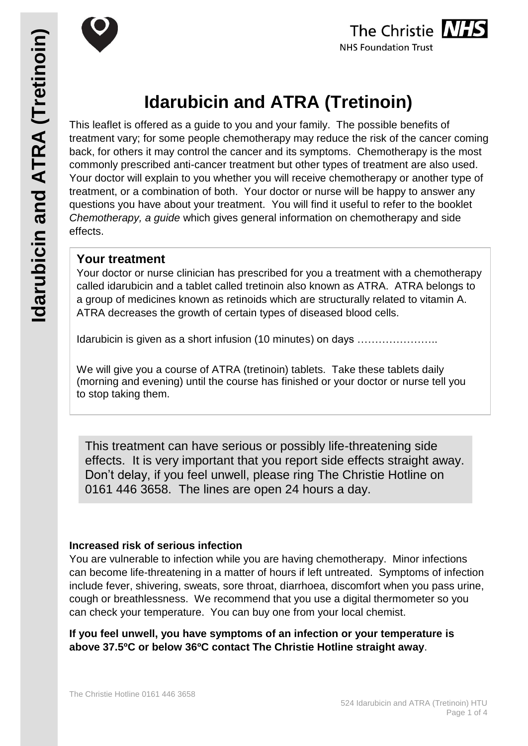# Idarubicin and ATRA (Tretinoin)

This leaflet is offered as a guide to you and your family. The possible benefits of treatment vary; for some people chemotherapy may reduce the risk of the cancer coming back, for others it may control the cancer and its symptoms. Chemotherapy is the most commonly prescribed anti-cancer treatment but other types of treatment are also used. Your doctor will explain to you whether you will receive chemotherapy or another type of treatment, or a combination of both. Your doctor or nurse will be happy to answer any questions you have about your treatment. You will find it useful to refer to the booklet *Chemotherapy, a guide* which gives general information on chemotherapy and side effects.

## Your treatment

Your doctor or nurse clinician has prescribed for you a treatment with a chemotherapy called idarubicin and a tablet called tretinoin also known as ATRA. ATRA belongs to a group of medicines known as retinoids which are structurally related to vitamin A. ATRA decreases the growth of certain types of diseased blood cells.

Idarubicin is given as a short infusion (10 minutes) on days …………………..

We will give you a course of ATRA (tretinoin) tablets. Take these tablets daily (morning and evening) until the course has finished or your doctor or nurse tell you to stop taking them.

This treatment can have serious or possibly life-threatening side effects. It is very important that you report side effects straight away. Don't delay, if you feel unwell, please ring The Christie Hotline on 0161 446 3658. The lines are open 24 hours a day.

**Increased risk of serious infection**

You are vulnerable to infection while you are having chemotherapy. Minor infections can become life-threatening in a matter of hours if left untreated. Symptoms of infection include fever, shivering, sweats, sore throat, diarrhoea, discomfort when you pass urine, cough or breathlessness. We recommend that you use a digital thermometer so you can check your temperature. You can buy one from your local chemist.

**If you feel unwell, you have symptoms of an infection or your temperature is above 37.5ºC or below 36ºC contact The Christie Hotline straight away**.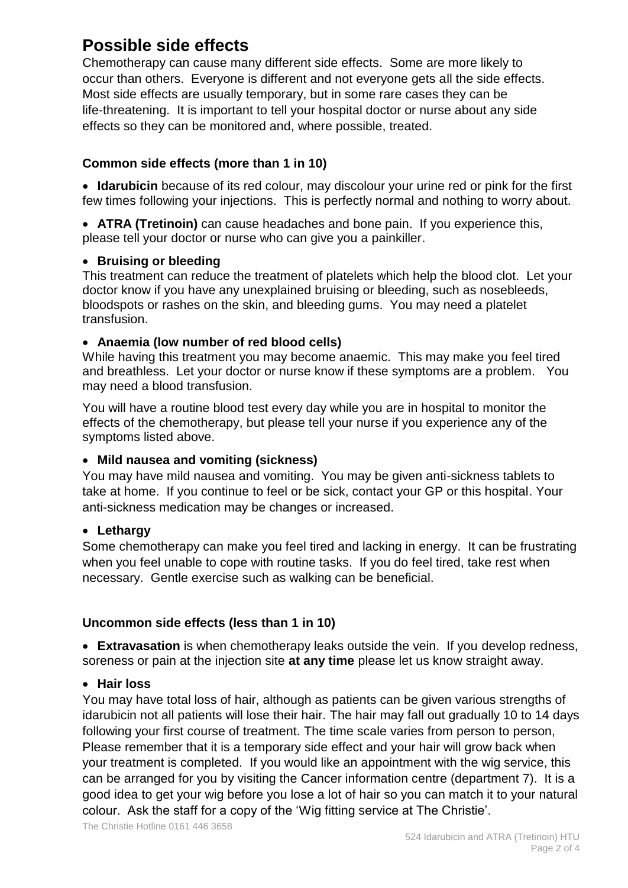## Possible side effects

Chemotherapy can cause many different side effects. Some are more likely to occur than others. Everyone is different and not everyone gets all the side effects. Most side effects are usually temporary, but in some rare cases they can be life-threatening. It is important to tell your hospital doctor or nurse about any side effects so they can be monitored and, where possible, treated.

### Common side effects (more than 1 in 10)

- **Idarubicin** because of its red colour, may discolour your urine red or pink for the first few times following your injections. This is perfectly normal and nothing to worry about.

- **ATRA (Tretinoin)** can cause headaches and bone pain. If you experience this, please tell your doctor or nurse who can give you a painkiller.

- **Bruising or bleeding**

This treatment can reduce the treatment of platelets which help the blood clot. Let your doctor know if you have any unexplained bruising or bleeding, such as nosebleeds, bloodspots or rashes on the skin, and bleeding gums. You may need a platelet transfusion.

- **Anaemia (low number of red blood cells)**

While having this treatment you may become anaemic. This may make you feel tired and breathless. Let your doctor or nurse know if these symptoms are a problem. You may need a blood transfusion.

You will have a routine blood test every day while you are in hospital to monitor the effects of the chemotherapy, but please tell your nurse if you experience any of the symptoms listed above.

- **Mild nausea and vomiting (sickness)**

You may have mild nausea and vomiting. You may be given anti-sickness tablets to take at home. If you continue to feel or be sick, contact your GP or this hospital. Your anti-sickness medication may be changes or increased.

- **Lethargy**

Some chemotherapy can make you feel tired and lacking in energy. It can be frustrating when you feel unable to cope with routine tasks. If you do feel tired, take rest when necessary. Gentle exercise such as walking can be beneficial.

### Uncommon side effects (less than 1 in 10)

- **Extravasation** is when chemotherapy leaks outside the vein. If you develop redness, soreness or pain at the injection site **at any time** please let us know straight away.

- **Hair loss**

You may have total loss of hair, although as patients can be given various strengths of idarubicin not all patients will lose their hair. The hair may fall out gradually 10 to 14 days following your first course of treatment. The time scale varies from person to person, Please remember that it is a temporary side effect and your hair will grow back when your treatment is completed. If you would like an appointment with the wig service, this can be arranged for you by visiting the Cancer information centre (department 7). It is a good idea to get your wig before you lose a lot of hair so you can match it to your natural colour. Ask the staff for a copy of the 'Wig fitting service at The Christie'.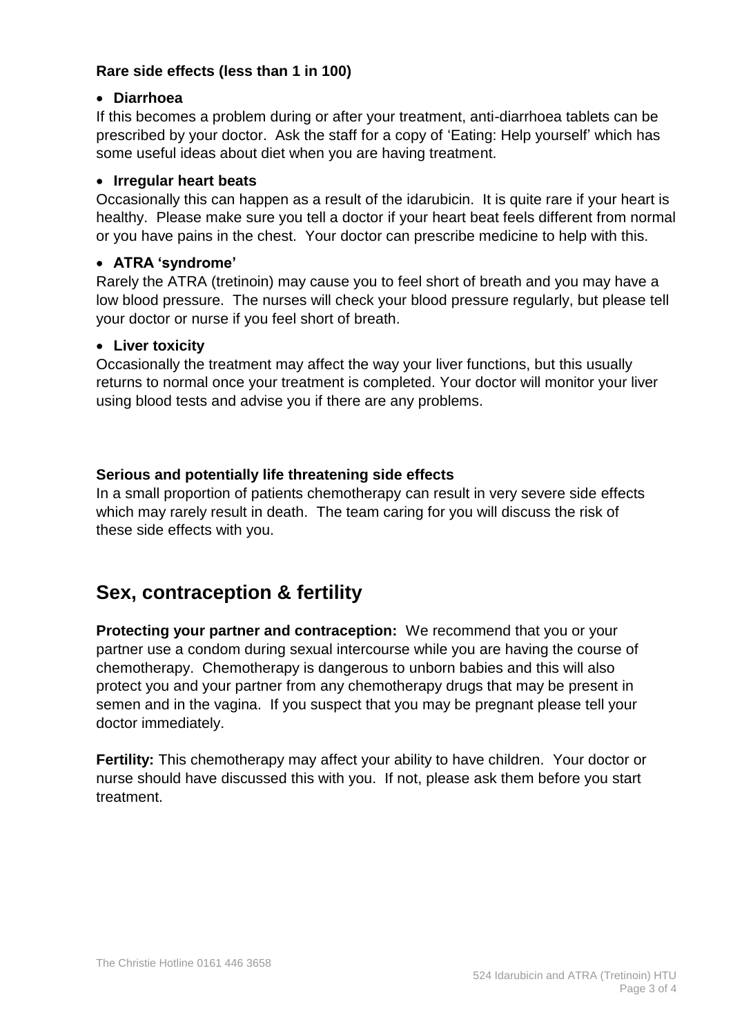**Rare side effects (less than 1 in 100)**

- **Diarrhoea**

If this becomes a problem during or after your treatment, anti-diarrhoea tablets can be prescribed by your doctor. Ask the staff for a copy of 'Eating: Help yourself' which has some useful ideas about diet when you are having treatment.

- **Irregular heart beats**

Occasionally this can happen as a result of the idarubicin. It is quite rare if your heart is healthy. Please make sure you tell a doctor if your heart beat feels different from normal or you have pains in the chest. Your doctor can prescribe medicine to help with this.

- **ATRA 'syndrome'**

Rarely the ATRA (tretinoin) may cause you to feel short of breath and you may have a low blood pressure. The nurses will check your blood pressure regularly, but please tell your doctor or nurse if you feel short of breath.

- **Liver toxicity**

Occasionally the treatment may affect the way your liver functions, but this usually returns to normal once your treatment is completed. Your doctor will monitor your liver using blood tests and advise you if there are any problems.

**Serious and potentially life threatening side effects**

In a small proportion of patients chemotherapy can result in very severe side effects which may rarely result in death. The team caring for you will discuss the risk of these side effects with you.

## Sex, contraception & fertility

**Protecting your partner and contraception:** We recommend that you or your partner use a condom during sexual intercourse while you are having the course of chemotherapy. Chemotherapy is dangerous to unborn babies and this will also protect you and your partner from any chemotherapy drugs that may be present in semen and in the vagina. If you suspect that you may be pregnant please tell your doctor immediately.

**Fertility:** This chemotherapy may affect your ability to have children. Your doctor or nurse should have discussed this with you. If not, please ask them before you start treatment.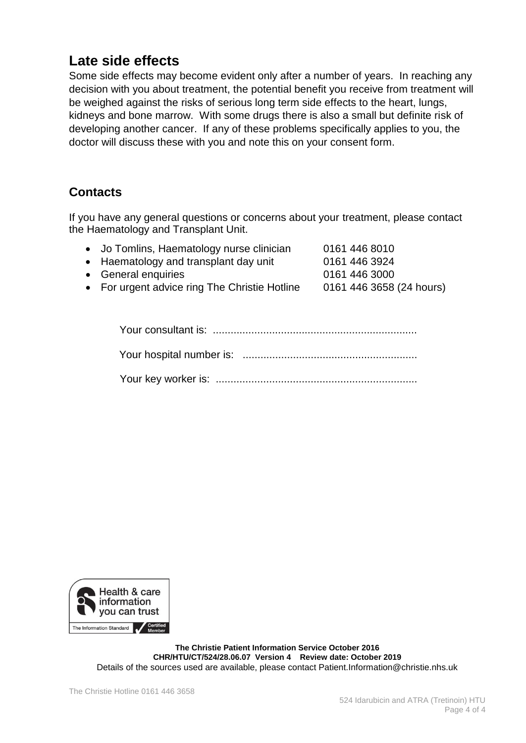## Late side effects

Some side effects may become evident only after a number of years. In reaching any decision with you about treatment, the potential benefit you receive from treatment will be weighed against the risks of serious long term side effects to the heart, lungs, kidneys and bone marrow. With some drugs there is also a small but definite risk of developing another cancer. If any of these problems specifically applies to you, the doctor will discuss these with you and note this on your consent form.

## Contacts

If you have any general questions or concerns about your treatment, please contact the Haematology and Transplant Unit.

- Jo Tomlins, Haematology nurse clinician 0161 446 8010
- Haematology and transplant day unit 0161 446 3924
- General enquiries 0161 446 3000
- For urgent advice ring The Christie Hotline 0161 446 3658 (24 hours)

Your consultant is: ....................................................................

Your hospital number is: ..........................................................

Your key worker is: ...................................................................

Health & care information you can trust

The Information Standard Certified Member

**The Christie Patient Information Service October 2016**
**CHR/HTU/CT/524/28.06.07 Version 4 Review date: October 2019**
Details of the sources used are available, please contact Patient.Information@christie.nhs.uk